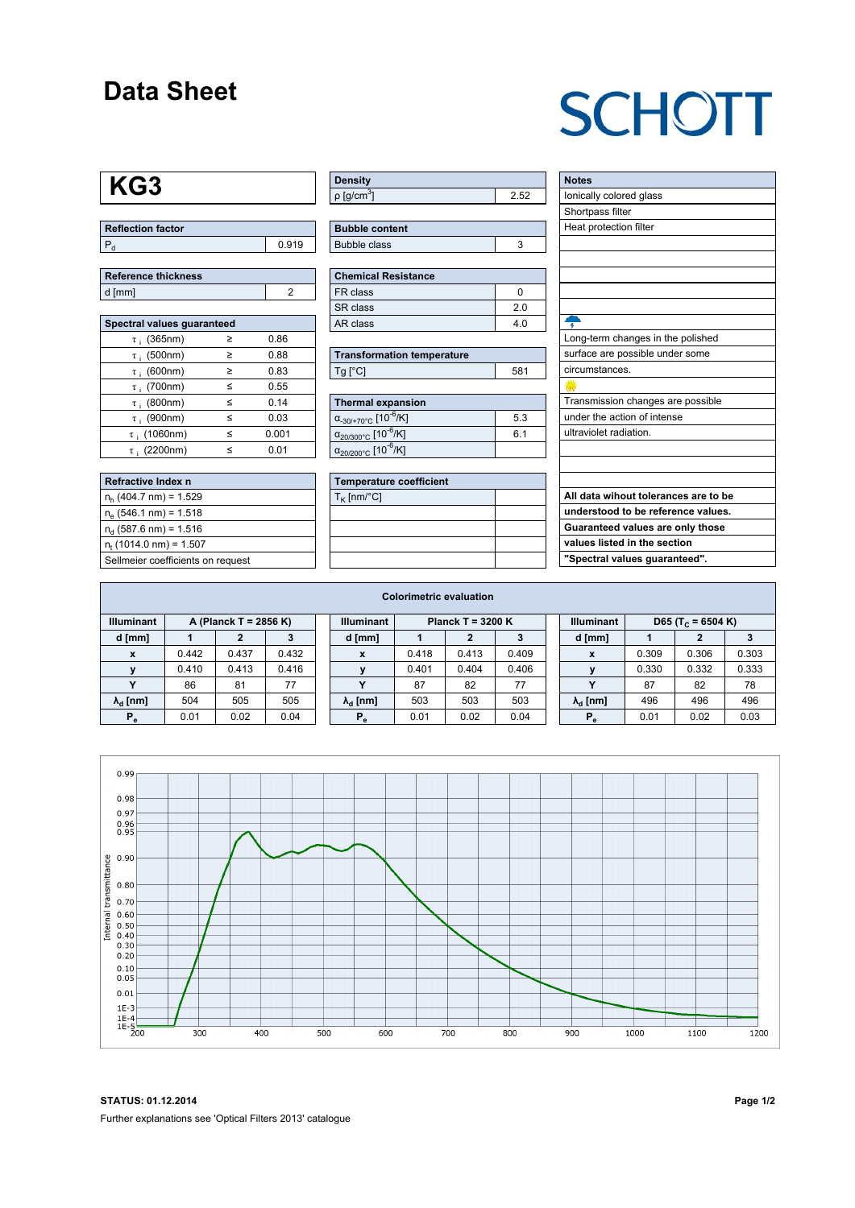# Data Sheet

SCHOTT

# KG3

| Reflection factor | |
|---|---|
| $P_d$ | 0.919 |

| Reference thickness | |
|---|---|
| d [mm] | 2 |

| Spectral values guaranteed | | |
|---|---|---|
| $\tau_i$ (365nm) | ≥ | 0.86 |
| $\tau_i$ (500nm) | ≥ | 0.88 |
| $\tau_i$ (600nm) | ≥ | 0.83 |
| $\tau_i$ (700nm) | ≤ | 0.55 |
| $\tau_i$ (800nm) | ≤ | 0.14 |
| $\tau_i$ (900nm) | ≤ | 0.03 |
| $\tau_i$ (1060nm) | ≤ | 0.001 |
| $\tau_i$ (2200nm) | ≤ | 0.01 |

| Refractive Index n |
|---|
| $n_h$ (404.7 nm) = 1.529 |
| $n_e$ (546.1 nm) = 1.518 |
| $n_d$ (587.6 nm) = 1.516 |
| $n_t$ (1014.0 nm) = 1.507 |
| Sellmeier coefficients on request |

| Density | |
|---|---|
| ρ [g/cm³] | 2.52 |

| Bubble content | |
|---|---|
| Bubble class | 3 |

| Chemical Resistance | |
|---|---|
| FR class | 0 |
| SR class | 2.0 |
| AR class | 4.0 |

| Transformation temperature | |
|---|---|
| Tg [°C] | 581 |

| Thermal expansion | |
|---|---|
| $\alpha_{-30/+70°C}$ [$10^{-6}$/K] | 5.3 |
| $\alpha_{20/300°C}$ [$10^{-6}$/K] | 6.1 |
| $\alpha_{20/200°C}$ [$10^{-6}$/K] | |

| Temperature coefficient | |
|---|---|
| $T_K$ [nm/°C] | |

| Notes |
|---|
| Ionically colored glass |
| Shortpass filter |
| Heat protection filter |
| Long-term changes in the polished surface are possible under some circumstances. |
| Transmission changes are possible under the action of intense ultraviolet radiation. |
| **All data wihout tolerances are to be understood to be reference values. Guaranteed values are only those values listed in the section "Spectral values guaranteed".** |

**Colorimetric evaluation**

| Illuminant | A (Planck T = 2856 K) | | |
|---|---|---|---|
| d [mm] | 1 | 2 | 3 |
| x | 0.442 | 0.437 | 0.432 |
| y | 0.410 | 0.413 | 0.416 |
| Y | 86 | 81 | 77 |
| $\lambda_d$ [nm] | 504 | 505 | 505 |
| $P_e$ | 0.01 | 0.02 | 0.04 |

| Illuminant | Planck T = 3200 K | | |
|---|---|---|---|
| d [mm] | 1 | 2 | 3 |
| x | 0.418 | 0.413 | 0.409 |
| y | 0.401 | 0.404 | 0.406 |
| Y | 87 | 82 | 77 |
| $\lambda_d$ [nm] | 503 | 503 | 503 |
| $P_e$ | 0.01 | 0.02 | 0.04 |

| Illuminant | D65 ($T_c$ = 6504 K) | | |
|---|---|---|---|
| d [mm] | 1 | 2 | 3 |
| x | 0.309 | 0.306 | 0.303 |
| y | 0.330 | 0.332 | 0.333 |
| Y | 87 | 82 | 78 |
| $\lambda_d$ [nm] | 496 | 496 | 496 |
| $P_e$ | 0.01 | 0.02 | 0.03 |

**STATUS: 01.12.2014**

Further explanations see 'Optical Filters 2013' catalogue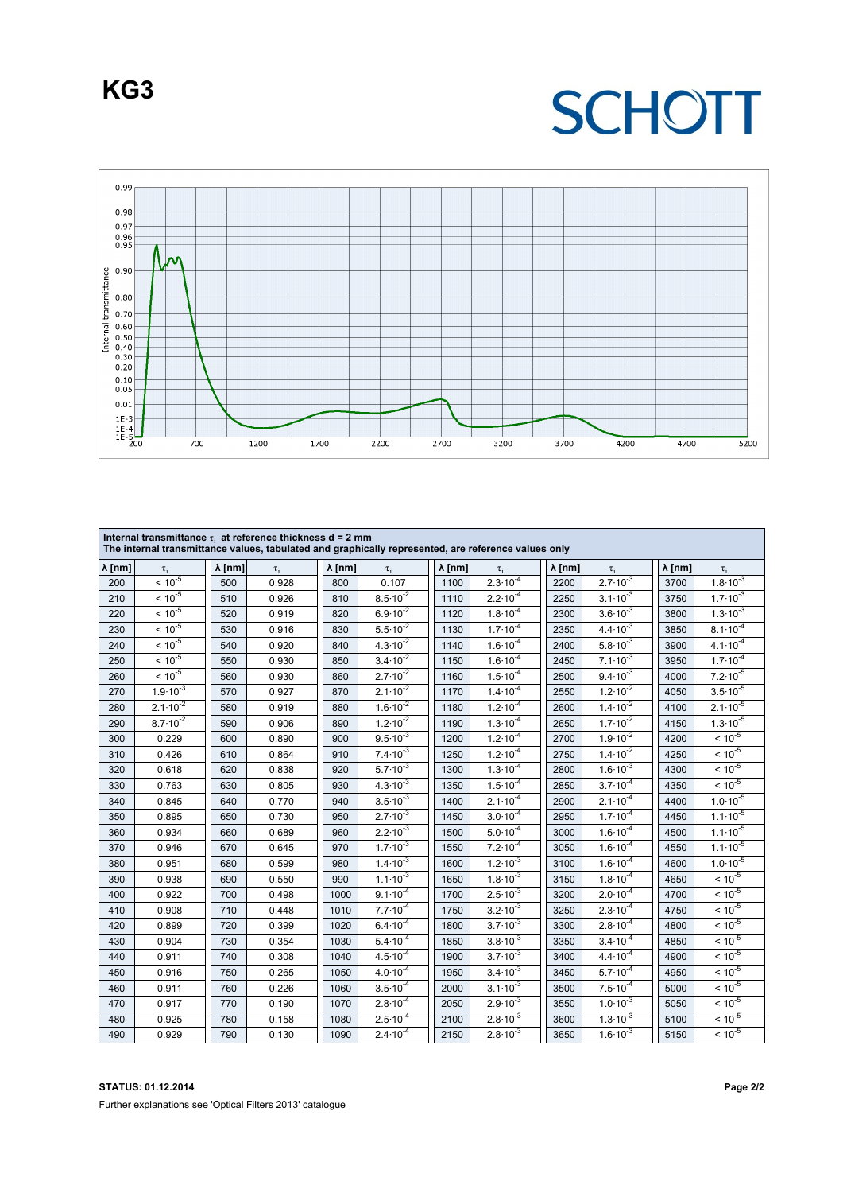# KG3

SCHOTT

0.99
0.98
0.97
0.96
0.95
0.90
0.80
0.70
0.60
0.50
0.40
0.30
0.20
0.10
0.05
0.01
1E-3
1E-4
1E-5

Internal transmittance

200 700 1200 1700 2200 2700 3200 3700 4200 4700 5200

**Internal transmittance $\tau_i$ at reference thickness d = 2 mm**
**The internal transmittance values, tabulated and graphically represented, are reference values only**

| λ [nm] | $\tau_i$ | λ [nm] | $\tau_i$ | λ [nm] | $\tau_i$ | λ [nm] | $\tau_i$ | λ [nm] | $\tau_i$ | λ [nm] | $\tau_i$ |
|---|---|---|---|---|---|---|---|---|---|---|---|
| 200 | $< 10^{-5}$ | 500 | 0.928 | 800 | 0.107 | 1100 | $2.3 \cdot 10^{-4}$ | 2200 | $2.7 \cdot 10^{-3}$ | 3700 | $1.8 \cdot 10^{-3}$ |
| 210 | $< 10^{-5}$ | 510 | 0.926 | 810 | $8.5 \cdot 10^{-2}$ | 1110 | $2.2 \cdot 10^{-4}$ | 2250 | $3.1 \cdot 10^{-3}$ | 3750 | $1.7 \cdot 10^{-3}$ |
| 220 | $< 10^{-5}$ | 520 | 0.919 | 820 | $6.9 \cdot 10^{-2}$ | 1120 | $1.8 \cdot 10^{-4}$ | 2300 | $3.6 \cdot 10^{-3}$ | 3800 | $1.3 \cdot 10^{-3}$ |
| 230 | $< 10^{-5}$ | 530 | 0.916 | 830 | $5.5 \cdot 10^{-2}$ | 1130 | $1.7 \cdot 10^{-4}$ | 2350 | $4.4 \cdot 10^{-3}$ | 3850 | $8.1 \cdot 10^{-4}$ |
| 240 | $< 10^{-5}$ | 540 | 0.920 | 840 | $4.3 \cdot 10^{-2}$ | 1140 | $1.6 \cdot 10^{-4}$ | 2400 | $5.8 \cdot 10^{-3}$ | 3900 | $4.1 \cdot 10^{-4}$ |
| 250 | $< 10^{-5}$ | 550 | 0.930 | 850 | $3.4 \cdot 10^{-2}$ | 1150 | $1.6 \cdot 10^{-4}$ | 2450 | $7.1 \cdot 10^{-3}$ | 3950 | $1.7 \cdot 10^{-4}$ |
| 260 | $< 10^{-5}$ | 560 | 0.930 | 860 | $2.7 \cdot 10^{-2}$ | 1160 | $1.5 \cdot 10^{-4}$ | 2500 | $9.4 \cdot 10^{-3}$ | 4000 | $7.2 \cdot 10^{-5}$ |
| 270 | $1.9 \cdot 10^{-3}$ | 570 | 0.927 | 870 | $2.1 \cdot 10^{-2}$ | 1170 | $1.4 \cdot 10^{-4}$ | 2550 | $1.2 \cdot 10^{-2}$ | 4050 | $3.5 \cdot 10^{-5}$ |
| 280 | $2.1 \cdot 10^{-2}$ | 580 | 0.919 | 880 | $1.6 \cdot 10^{-2}$ | 1180 | $1.2 \cdot 10^{-4}$ | 2600 | $1.4 \cdot 10^{-2}$ | 4100 | $2.1 \cdot 10^{-5}$ |
| 290 | $8.7 \cdot 10^{-2}$ | 590 | 0.906 | 890 | $1.2 \cdot 10^{-2}$ | 1190 | $1.3 \cdot 10^{-4}$ | 2650 | $1.7 \cdot 10^{-2}$ | 4150 | $1.3 \cdot 10^{-5}$ |
| 300 | 0.229 | 600 | 0.890 | 900 | $9.5 \cdot 10^{-3}$ | 1200 | $1.2 \cdot 10^{-4}$ | 2700 | $1.9 \cdot 10^{-2}$ | 4200 | $< 10^{-5}$ |
| 310 | 0.426 | 610 | 0.864 | 910 | $7.4 \cdot 10^{-3}$ | 1250 | $1.2 \cdot 10^{-4}$ | 2750 | $1.4 \cdot 10^{-2}$ | 4250 | $< 10^{-5}$ |
| 320 | 0.618 | 620 | 0.838 | 920 | $5.7 \cdot 10^{-3}$ | 1300 | $1.3 \cdot 10^{-4}$ | 2800 | $1.6 \cdot 10^{-3}$ | 4300 | $< 10^{-5}$ |
| 330 | 0.763 | 630 | 0.805 | 930 | $4.3 \cdot 10^{-3}$ | 1350 | $1.5 \cdot 10^{-4}$ | 2850 | $3.7 \cdot 10^{-4}$ | 4350 | $< 10^{-5}$ |
| 340 | 0.845 | 640 | 0.770 | 940 | $3.5 \cdot 10^{-3}$ | 1400 | $2.1 \cdot 10^{-4}$ | 2900 | $2.1 \cdot 10^{-4}$ | 4400 | $1.0 \cdot 10^{-5}$ |
| 350 | 0.895 | 650 | 0.730 | 950 | $2.7 \cdot 10^{-3}$ | 1450 | $3.0 \cdot 10^{-4}$ | 2950 | $1.7 \cdot 10^{-4}$ | 4450 | $1.1 \cdot 10^{-5}$ |
| 360 | 0.934 | 660 | 0.689 | 960 | $2.2 \cdot 10^{-3}$ | 1500 | $5.0 \cdot 10^{-4}$ | 3000 | $1.6 \cdot 10^{-4}$ | 4500 | $1.1 \cdot 10^{-5}$ |
| 370 | 0.946 | 670 | 0.645 | 970 | $1.7 \cdot 10^{-3}$ | 1550 | $7.2 \cdot 10^{-4}$ | 3050 | $1.6 \cdot 10^{-4}$ | 4550 | $1.1 \cdot 10^{-5}$ |
| 380 | 0.951 | 680 | 0.599 | 980 | $1.4 \cdot 10^{-3}$ | 1600 | $1.2 \cdot 10^{-3}$ | 3100 | $1.6 \cdot 10^{-4}$ | 4600 | $1.0 \cdot 10^{-5}$ |
| 390 | 0.938 | 690 | 0.550 | 990 | $1.1 \cdot 10^{-3}$ | 1650 | $1.8 \cdot 10^{-3}$ | 3150 | $1.8 \cdot 10^{-4}$ | 4650 | $< 10^{-5}$ |
| 400 | 0.922 | 700 | 0.498 | 1000 | $9.1 \cdot 10^{-4}$ | 1700 | $2.5 \cdot 10^{-3}$ | 3200 | $2.0 \cdot 10^{-4}$ | 4700 | $< 10^{-5}$ |
| 410 | 0.908 | 710 | 0.448 | 1010 | $7.7 \cdot 10^{-4}$ | 1750 | $3.2 \cdot 10^{-3}$ | 3250 | $2.3 \cdot 10^{-4}$ | 4750 | $< 10^{-5}$ |
| 420 | 0.899 | 720 | 0.399 | 1020 | $6.4 \cdot 10^{-4}$ | 1800 | $3.7 \cdot 10^{-3}$ | 3300 | $2.8 \cdot 10^{-4}$ | 4800 | $< 10^{-5}$ |
| 430 | 0.904 | 730 | 0.354 | 1030 | $5.4 \cdot 10^{-4}$ | 1850 | $3.8 \cdot 10^{-3}$ | 3350 | $3.4 \cdot 10^{-4}$ | 4850 | $< 10^{-5}$ |
| 440 | 0.911 | 740 | 0.308 | 1040 | $4.5 \cdot 10^{-4}$ | 1900 | $3.7 \cdot 10^{-3}$ | 3400 | $4.4 \cdot 10^{-4}$ | 4900 | $< 10^{-5}$ |
| 450 | 0.916 | 750 | 0.265 | 1050 | $4.0 \cdot 10^{-4}$ | 1950 | $3.4 \cdot 10^{-3}$ | 3450 | $5.7 \cdot 10^{-4}$ | 4950 | $< 10^{-5}$ |
| 460 | 0.911 | 760 | 0.226 | 1060 | $3.5 \cdot 10^{-4}$ | 2000 | $3.1 \cdot 10^{-3}$ | 3500 | $7.5 \cdot 10^{-4}$ | 5000 | $< 10^{-5}$ |
| 470 | 0.917 | 770 | 0.190 | 1070 | $2.8 \cdot 10^{-4}$ | 2050 | $2.9 \cdot 10^{-3}$ | 3550 | $1.0 \cdot 10^{-3}$ | 5050 | $< 10^{-5}$ |
| 480 | 0.925 | 780 | 0.158 | 1080 | $2.5 \cdot 10^{-4}$ | 2100 | $2.8 \cdot 10^{-3}$ | 3600 | $1.3 \cdot 10^{-3}$ | 5100 | $< 10^{-5}$ |
| 490 | 0.929 | 790 | 0.130 | 1090 | $2.4 \cdot 10^{-4}$ | 2150 | $2.8 \cdot 10^{-3}$ | 3650 | $1.6 \cdot 10^{-3}$ | 5150 | $< 10^{-5}$ |

**STATUS: 01.12.2014**

Further explanations see 'Optical Filters 2013' catalogue